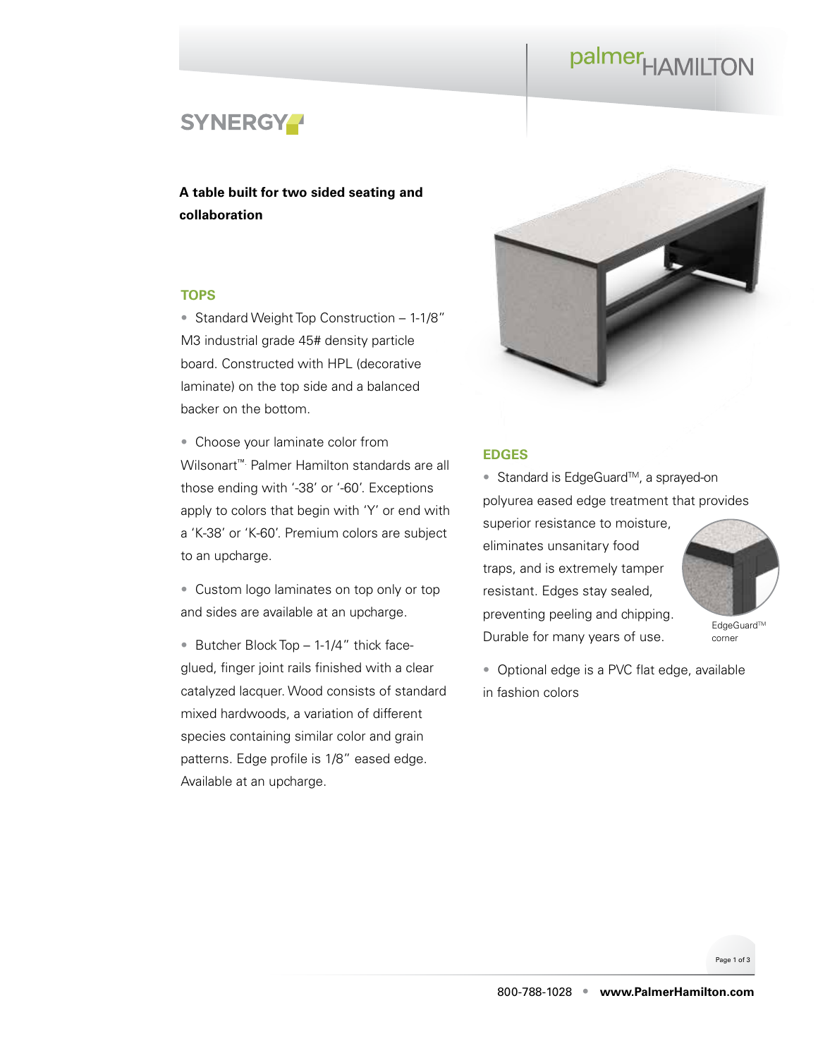# SYNERGY

**A table built for two sided seating and collaboration**

## TOPS

- Standard Weight Top Construction – 1-1/8" M3 industrial grade 45# density particle board. Constructed with HPL (decorative laminate) on the top side and a balanced backer on the bottom.
- Choose your laminate color from Wilsonart™. Palmer Hamilton standards are all those ending with '-38' or '-60'. Exceptions apply to colors that begin with 'Y' or end with a 'K-38' or 'K-60'. Premium colors are subject to an upcharge.
- Custom logo laminates on top only or top and sides are available at an upcharge.
- Butcher Block Top – 1-1/4" thick face-glued, finger joint rails finished with a clear catalyzed lacquer. Wood consists of standard mixed hardwoods, a variation of different species containing similar color and grain patterns. Edge profile is 1/8" eased edge. Available at an upcharge.

## EDGES

- Standard is EdgeGuard™, a sprayed-on polyurea eased edge treatment that provides superior resistance to moisture, eliminates unsanitary food traps, and is extremely tamper resistant. Edges stay sealed, preventing peeling and chipping. Durable for many years of use.

EdgeGuard™ corner

- Optional edge is a PVC flat edge, available in fashion colors

800-788-1028 • www.PalmerHamilton.com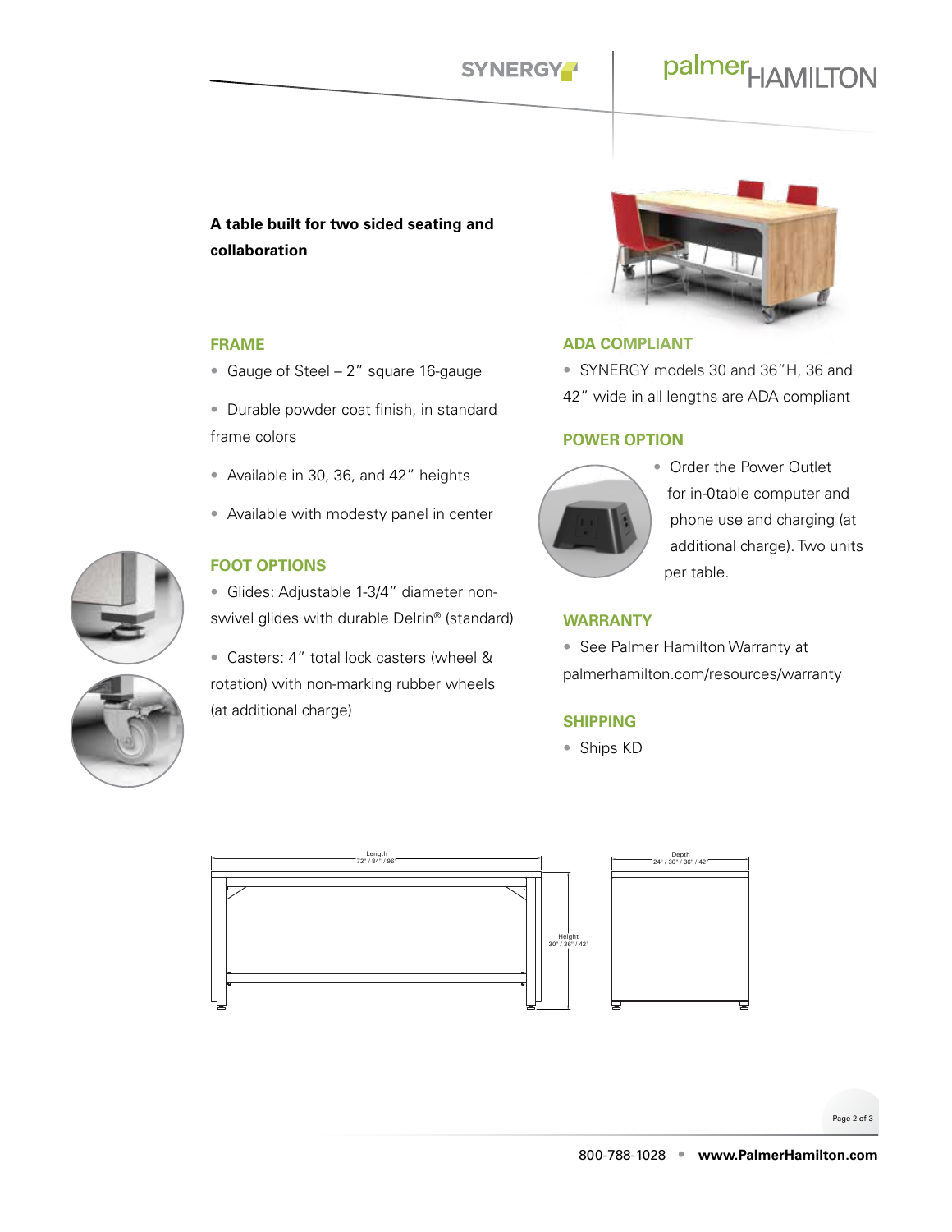**A table built for two sided seating and collaboration**

## FRAME

- Gauge of Steel – 2" square 16-gauge
- Durable powder coat finish, in standard frame colors
- Available in 30, 36, and 42" heights
- Available with modesty panel in center

## FOOT OPTIONS

- Glides: Adjustable 1-3/4" diameter non-swivel glides with durable Delrin® (standard)
- Casters: 4" total lock casters (wheel & rotation) with non-marking rubber wheels (at additional charge)

## ADA COMPLIANT

- SYNERGY models 30 and 36"H, 36 and 42" wide in all lengths are ADA compliant

## POWER OPTION

- Order the Power Outlet for in-0table computer and phone use and charging (at additional charge). Two units per table.

## WARRANTY

- See Palmer Hamilton Warranty at palmerhamilton.com/resources/warranty

## SHIPPING

- Ships KD

Length 72" / 84" / 96"

Height 30" / 36" / 42"

Depth 24" / 30" / 36" / 42"

800-788-1028 • www.PalmerHamilton.com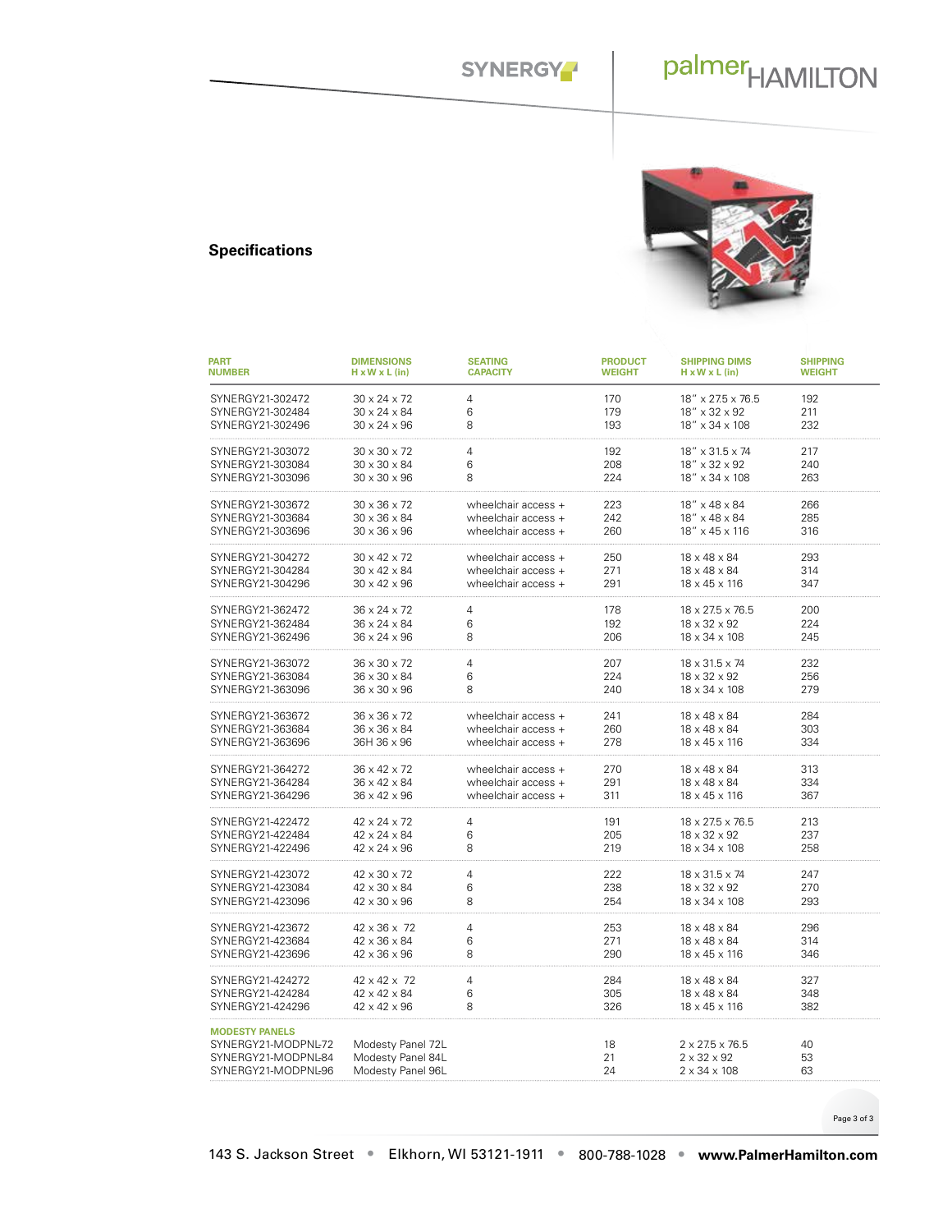## Specifications

| PART NUMBER | DIMENSIONS H x W x L (in) | SEATING CAPACITY | PRODUCT WEIGHT | SHIPPING DIMS H x W x L (in) | SHIPPING WEIGHT |
|---|---|---|---|---|---|
| SYNERGY21-302472 | 30 x 24 x 72 | 4 | 170 | 18" x 27.5 x 76.5 | 192 |
| SYNERGY21-302484 | 30 x 24 x 84 | 6 | 179 | 18" x 32 x 92 | 211 |
| SYNERGY21-302496 | 30 x 24 x 96 | 8 | 193 | 18" x 34 x 108 | 232 |
| SYNERGY21-303072 | 30 x 30 x 72 | 4 | 192 | 18" x 31.5 x 74 | 217 |
| SYNERGY21-303084 | 30 x 30 x 84 | 6 | 208 | 18" x 32 x 92 | 240 |
| SYNERGY21-303096 | 30 x 30 x 96 | 8 | 224 | 18" x 34 x 108 | 263 |
| SYNERGY21-303672 | 30 x 36 x 72 | wheelchair access + | 223 | 18" x 48 x 84 | 266 |
| SYNERGY21-303684 | 30 x 36 x 84 | wheelchair access + | 242 | 18" x 48 x 84 | 285 |
| SYNERGY21-303696 | 30 x 36 x 96 | wheelchair access + | 260 | 18" x 45 x 116 | 316 |
| SYNERGY21-304272 | 30 x 42 x 72 | wheelchair access + | 250 | 18 x 48 x 84 | 293 |
| SYNERGY21-304284 | 30 x 42 x 84 | wheelchair access + | 271 | 18 x 48 x 84 | 314 |
| SYNERGY21-304296 | 30 x 42 x 96 | wheelchair access + | 291 | 18 x 45 x 116 | 347 |
| SYNERGY21-362472 | 36 x 24 x 72 | 4 | 178 | 18 x 27.5 x 76.5 | 200 |
| SYNERGY21-362484 | 36 x 24 x 84 | 6 | 192 | 18 x 32 x 92 | 224 |
| SYNERGY21-362496 | 36 x 24 x 96 | 8 | 206 | 18 x 34 x 108 | 245 |
| SYNERGY21-363072 | 36 x 30 x 72 | 4 | 207 | 18 x 31.5 x 74 | 232 |
| SYNERGY21-363084 | 36 x 30 x 84 | 6 | 224 | 18 x 32 x 92 | 256 |
| SYNERGY21-363096 | 36 x 30 x 96 | 8 | 240 | 18 x 34 x 108 | 279 |
| SYNERGY21-363672 | 36 x 36 x 72 | wheelchair access + | 241 | 18 x 48 x 84 | 284 |
| SYNERGY21-363684 | 36 x 36 x 84 | wheelchair access + | 260 | 18 x 48 x 84 | 303 |
| SYNERGY21-363696 | 36H 36 x 96 | wheelchair access + | 278 | 18 x 45 x 116 | 334 |
| SYNERGY21-364272 | 36 x 42 x 72 | wheelchair access + | 270 | 18 x 48 x 84 | 313 |
| SYNERGY21-364284 | 36 x 42 x 84 | wheelchair access + | 291 | 18 x 48 x 84 | 334 |
| SYNERGY21-364296 | 36 x 42 x 96 | wheelchair access + | 311 | 18 x 45 x 116 | 367 |
| SYNERGY21-422472 | 42 x 24 x 72 | 4 | 191 | 18 x 27.5 x 76.5 | 213 |
| SYNERGY21-422484 | 42 x 24 x 84 | 6 | 205 | 18 x 32 x 92 | 237 |
| SYNERGY21-422496 | 42 x 24 x 96 | 8 | 219 | 18 x 34 x 108 | 258 |
| SYNERGY21-423072 | 42 x 30 x 72 | 4 | 222 | 18 x 31.5 x 74 | 247 |
| SYNERGY21-423084 | 42 x 30 x 84 | 6 | 238 | 18 x 32 x 92 | 270 |
| SYNERGY21-423096 | 42 x 30 x 96 | 8 | 254 | 18 x 34 x 108 | 293 |
| SYNERGY21-423672 | 42 x 36 x 72 | 4 | 253 | 18 x 48 x 84 | 296 |
| SYNERGY21-423684 | 42 x 36 x 84 | 6 | 271 | 18 x 48 x 84 | 314 |
| SYNERGY21-423696 | 42 x 36 x 96 | 8 | 290 | 18 x 45 x 116 | 346 |
| SYNERGY21-424272 | 42 x 42 x 72 | 4 | 284 | 18 x 48 x 84 | 327 |
| SYNERGY21-424284 | 42 x 42 x 84 | 6 | 305 | 18 x 48 x 84 | 348 |
| SYNERGY21-424296 | 42 x 42 x 96 | 8 | 326 | 18 x 45 x 116 | 382 |
| **MODESTY PANELS** | | | | | |
| SYNERGY21-MODPNL-72 | Modesty Panel 72L | | 18 | 2 x 27.5 x 76.5 | 40 |
| SYNERGY21-MODPNL-84 | Modesty Panel 84L | | 21 | 2 x 32 x 92 | 53 |
| SYNERGY21-MODPNL-96 | Modesty Panel 96L | | 24 | 2 x 34 x 108 | 63 |

143 S. Jackson Street • Elkhorn, WI 53121-1911 • 800-788-1028 • **www.PalmerHamilton.com**